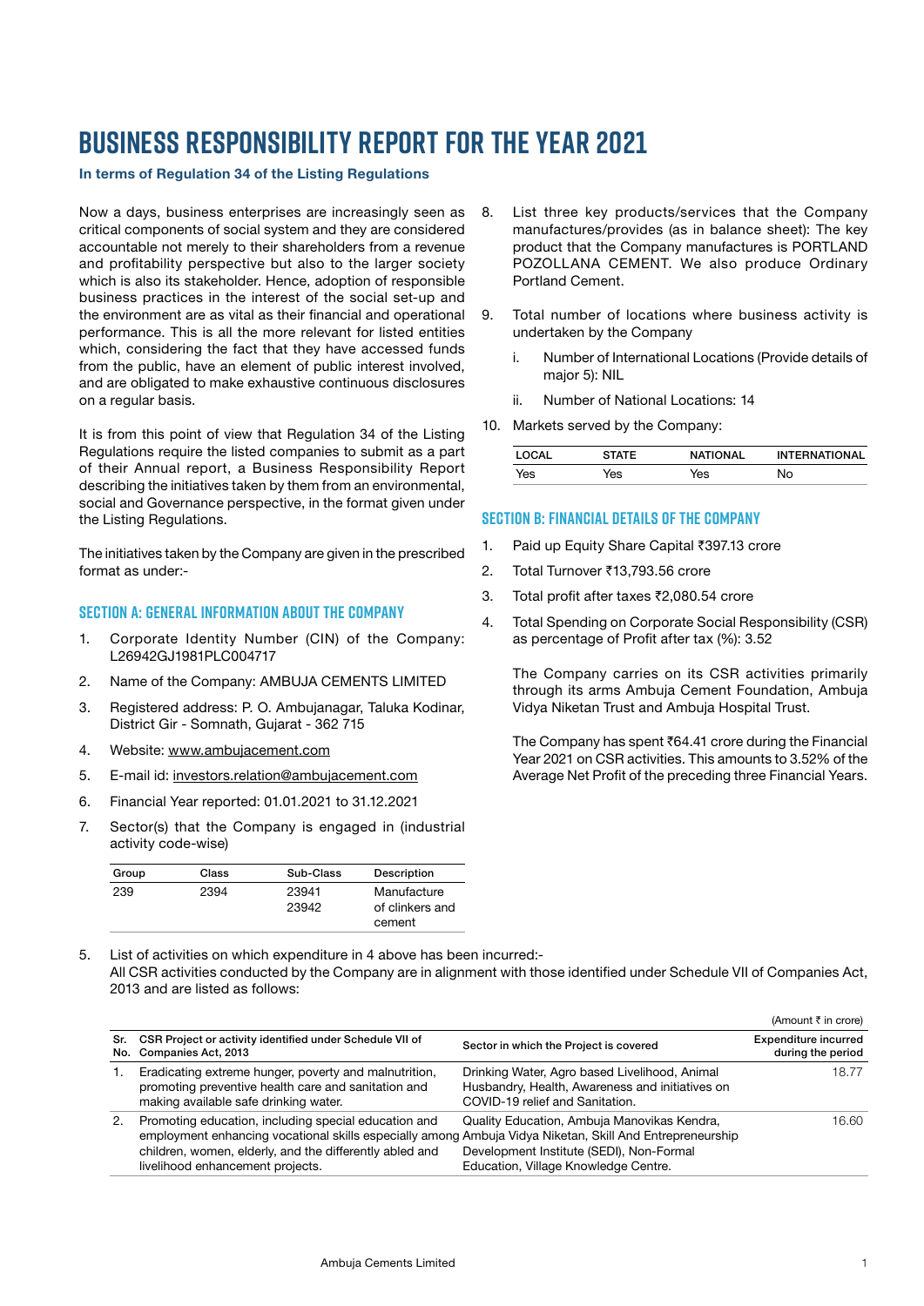# BUSINESS RESPONSIBILITY REPORT FOR THE YEAR 2021

**In terms of Regulation 34 of the Listing Regulations**

Now a days, business enterprises are increasingly seen as critical components of social system and they are considered accountable not merely to their shareholders from a revenue and profitability perspective but also to the larger society which is also its stakeholder. Hence, adoption of responsible business practices in the interest of the social set-up and the environment are as vital as their financial and operational performance. This is all the more relevant for listed entities which, considering the fact that they have accessed funds from the public, have an element of public interest involved, and are obligated to make exhaustive continuous disclosures on a regular basis.

It is from this point of view that Regulation 34 of the Listing Regulations require the listed companies to submit as a part of their Annual report, a Business Responsibility Report describing the initiatives taken by them from an environmental, social and Governance perspective, in the format given under the Listing Regulations.

The initiatives taken by the Company are given in the prescribed format as under:-

## SECTION A: GENERAL INFORMATION ABOUT THE COMPANY

1. Corporate Identity Number (CIN) of the Company: L26942GJ1981PLC004717
2. Name of the Company: AMBUJA CEMENTS LIMITED
3. Registered address: P. O. Ambujanagar, Taluka Kodinar, District Gir - Somnath, Gujarat - 362 715
4. Website: www.ambujacement.com
5. E-mail id: investors.relation@ambujacement.com
6. Financial Year reported: 01.01.2021 to 31.12.2021
7. Sector(s) that the Company is engaged in (industrial activity code-wise)

| Group | Class | Sub-Class | Description |
|---|---|---|---|
| 239 | 2394 | 23941<br>23942 | Manufacture of clinkers and cement |

8. List three key products/services that the Company manufactures/provides (as in balance sheet): The key product that the Company manufactures is PORTLAND POZOLLANA CEMENT. We also produce Ordinary Portland Cement.
9. Total number of locations where business activity is undertaken by the Company
   i. Number of International Locations (Provide details of major 5): NIL
   ii. Number of National Locations: 14
10. Markets served by the Company:

| LOCAL | STATE | NATIONAL | INTERNATIONAL |
|---|---|---|---|
| Yes | Yes | Yes | No |

## SECTION B: FINANCIAL DETAILS OF THE COMPANY

1. Paid up Equity Share Capital ₹397.13 crore
2. Total Turnover ₹13,793.56 crore
3. Total profit after taxes ₹2,080.54 crore
4. Total Spending on Corporate Social Responsibility (CSR) as percentage of Profit after tax (%): 3.52

   The Company carries on its CSR activities primarily through its arms Ambuja Cement Foundation, Ambuja Vidya Niketan Trust and Ambuja Hospital Trust.

   The Company has spent ₹64.41 crore during the Financial Year 2021 on CSR activities. This amounts to 3.52% of the Average Net Profit of the preceding three Financial Years.

5. List of activities on which expenditure in 4 above has been incurred:-
   All CSR activities conducted by the Company are in alignment with those identified under Schedule VII of Companies Act, 2013 and are listed as follows:

(Amount ₹ in crore)

| Sr. No. | CSR Project or activity identified under Schedule VII of Companies Act, 2013 | Sector in which the Project is covered | Expenditure incurred during the period |
|---|---|---|---|
| 1. | Eradicating extreme hunger, poverty and malnutrition, promoting preventive health care and sanitation and making available safe drinking water. | Drinking Water, Agro based Livelihood, Animal Husbandry, Health, Awareness and initiatives on COVID-19 relief and Sanitation. | 18.77 |
| 2. | Promoting education, including special education and employment enhancing vocational skills especially among children, women, elderly, and the differently abled and livelihood enhancement projects. | Quality Education, Ambuja Manovikas Kendra, Ambuja Vidya Niketan, Skill And Entrepreneurship Development Institute (SEDI), Non-Formal Education, Village Knowledge Centre. | 16.60 |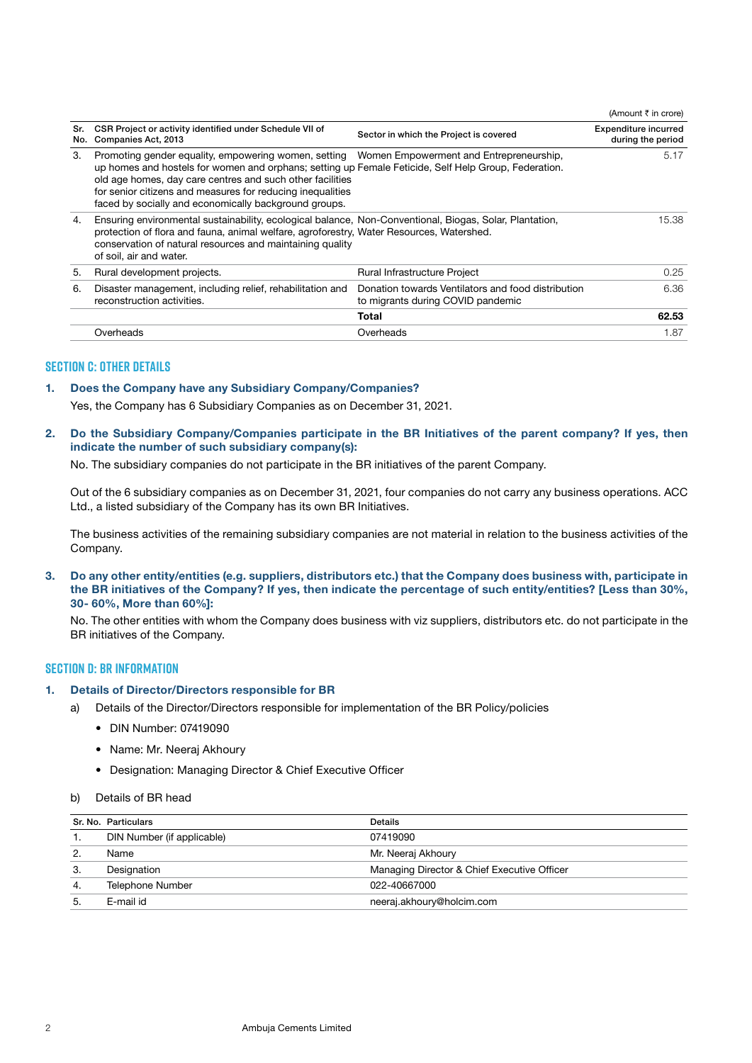(Amount ₹ in crore)

| Sr. No. | CSR Project or activity identified under Schedule VII of Companies Act, 2013 | Sector in which the Project is covered | Expenditure incurred during the period |
|---|---|---|---|
| 3. | Promoting gender equality, empowering women, setting up homes and hostels for women and orphans; setting up old age homes, day care centres and such other facilities for senior citizens and measures for reducing inequalities faced by socially and economically background groups. | Women Empowerment and Entrepreneurship, Female Feticide, Self Help Group, Federation. | 5.17 |
| 4. | Ensuring environmental sustainability, ecological balance, protection of flora and fauna, animal welfare, agroforestry, conservation of natural resources and maintaining quality of soil, air and water. | Non-Conventional, Biogas, Solar, Plantation, Water Resources, Watershed. | 15.38 |
| 5. | Rural development projects. | Rural Infrastructure Project | 0.25 |
| 6. | Disaster management, including relief, rehabilitation and reconstruction activities. | Donation towards Ventilators and food distribution to migrants during COVID pandemic | 6.36 |
| | | **Total** | **62.53** |
| | Overheads | Overheads | 1.87 |

## SECTION C: OTHER DETAILS

1. **Does the Company have any Subsidiary Company/Companies?**

   Yes, the Company has 6 Subsidiary Companies as on December 31, 2021.

2. **Do the Subsidiary Company/Companies participate in the BR Initiatives of the parent company? If yes, then indicate the number of such subsidiary company(s):**

   No. The subsidiary companies do not participate in the BR initiatives of the parent Company.

   Out of the 6 subsidiary companies as on December 31, 2021, four companies do not carry any business operations. ACC Ltd., a listed subsidiary of the Company has its own BR Initiatives.

   The business activities of the remaining subsidiary companies are not material in relation to the business activities of the Company.

3. **Do any other entity/entities (e.g. suppliers, distributors etc.) that the Company does business with, participate in the BR initiatives of the Company? If yes, then indicate the percentage of such entity/entities? [Less than 30%, 30- 60%, More than 60%]:**

   No. The other entities with whom the Company does business with viz suppliers, distributors etc. do not participate in the BR initiatives of the Company.

## SECTION D: BR INFORMATION

1. **Details of Director/Directors responsible for BR**

   a) Details of the Director/Directors responsible for implementation of the BR Policy/policies

   - DIN Number: 07419090
   - Name: Mr. Neeraj Akhoury
   - Designation: Managing Director & Chief Executive Officer

   b) Details of BR head

| Sr. No. | Particulars | Details |
|---|---|---|
| 1. | DIN Number (if applicable) | 07419090 |
| 2. | Name | Mr. Neeraj Akhoury |
| 3. | Designation | Managing Director & Chief Executive Officer |
| 4. | Telephone Number | 022-40667000 |
| 5. | E-mail id | neeraj.akhoury@holcim.com |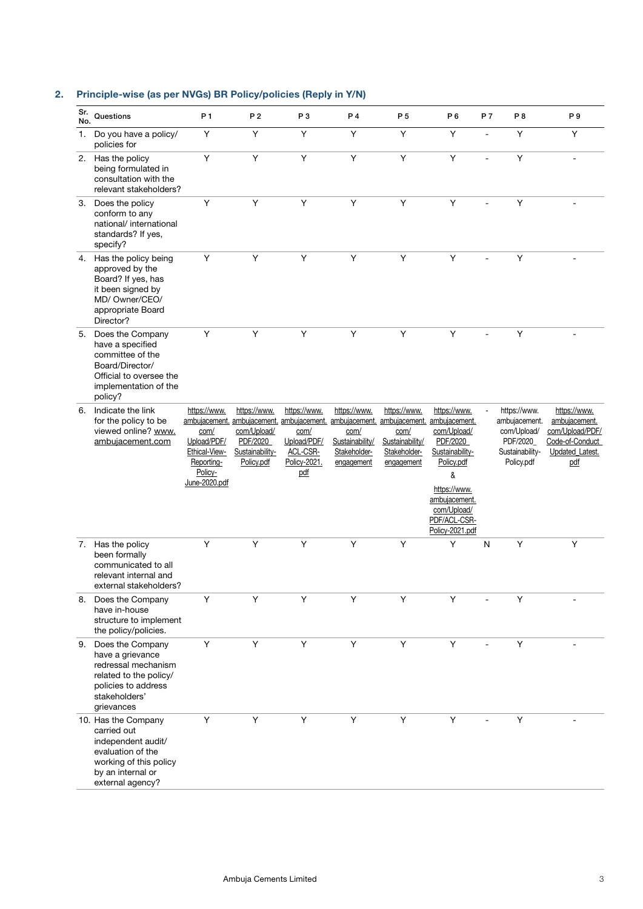## 2. Principle-wise (as per NVGs) BR Policy/policies (Reply in Y/N)

| Sr. No. | Questions | P 1 | P 2 | P 3 | P 4 | P 5 | P 6 | P 7 | P 8 | P 9 |
|---|---|---|---|---|---|---|---|---|---|---|
| 1. | Do you have a policy/ policies for | Y | Y | Y | Y | Y | Y | - | Y | Y |
| 2. | Has the policy being formulated in consultation with the relevant stakeholders? | Y | Y | Y | Y | Y | Y | - | Y | - |
| 3. | Does the policy conform to any national/ international standards? If yes, specify? | Y | Y | Y | Y | Y | Y | - | Y | - |
| 4. | Has the policy being approved by the Board? If yes, has it been signed by MD/ Owner/CEO/ appropriate Board Director? | Y | Y | Y | Y | Y | Y | - | Y | - |
| 5. | Does the Company have a specified committee of the Board/Director/ Official to oversee the implementation of the policy? | Y | Y | Y | Y | Y | Y | - | Y | - |
| 6. | Indicate the link for the policy to be viewed online? www.ambujacement.com | https://www.ambujacement.com/Upload/PDF/Ethical-View-Reporting-Policy-June-2020.pdf | https://www.ambujacement.com/Upload/PDF/2020_Sustainability-Policy.pdf | https://www.ambujacement.com/Upload/PDF/ACL-CSR-Policy-2021.pdf | https://www.ambujacement.com/Sustainability/Stakeholder-engagement | https://www.ambujacement.com/Sustainability/Stakeholder-engagement | https://www.ambujacement.com/Upload/PDF/2020_Sustainability-Policy.pdf & https://www.ambujacement.com/Upload/PDF/ACL-CSR-Policy-2021.pdf | - | https://www.ambujacement.com/Upload/PDF/2020_Sustainability-Policy.pdf | https://www.ambujacement.com/Upload/PDF/Code-of-Conduct_Updated_Latest.pdf |
| 7. | Has the policy been formally communicated to all relevant internal and external stakeholders? | Y | Y | Y | Y | Y | Y | N | Y | Y |
| 8. | Does the Company have in-house structure to implement the policy/policies. | Y | Y | Y | Y | Y | Y | - | Y | - |
| 9. | Does the Company have a grievance redressal mechanism related to the policy/ policies to address stakeholders' grievances | Y | Y | Y | Y | Y | Y | - | Y | - |
| 10. | Has the Company carried out independent audit/ evaluation of the working of this policy by an internal or external agency? | Y | Y | Y | Y | Y | Y | - | Y | - |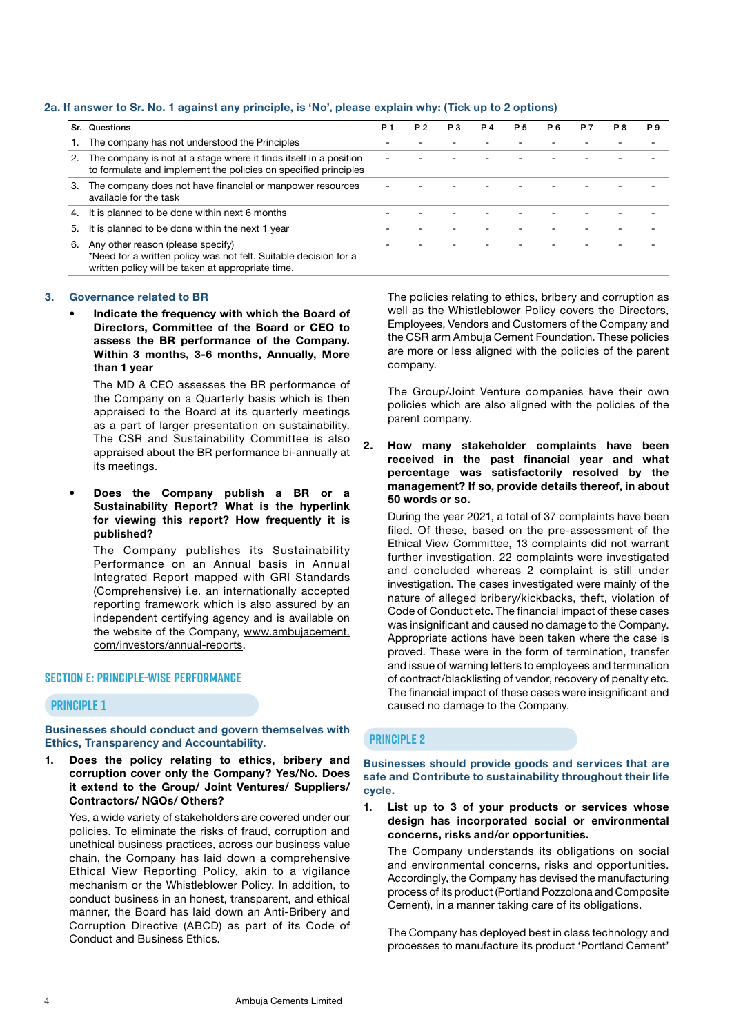#### 2a. If answer to Sr. No. 1 against any principle, is 'No', please explain why: (Tick up to 2 options)

| Sr. | Questions | P 1 | P 2 | P 3 | P 4 | P 5 | P 6 | P 7 | P 8 | P 9 |
|---|---|---|---|---|---|---|---|---|---|---|
| 1. | The company has not understood the Principles | - | - | - | - | - | - | - | - | - |
| 2. | The company is not at a stage where it finds itself in a position to formulate and implement the policies on specified principles | - | - | - | - | - | - | - | - | - |
| 3. | The company does not have financial or manpower resources available for the task | - | - | - | - | - | - | - | - | - |
| 4. | It is planned to be done within next 6 months | - | - | - | - | - | - | - | - | - |
| 5. | It is planned to be done within the next 1 year | - | - | - | - | - | - | - | - | - |
| 6. | Any other reason (please specify)<br>*Need for a written policy was not felt. Suitable decision for a written policy will be taken at appropriate time. | - | - | - | - | - | - | - | - | - |

### 3. Governance related to BR

- **Indicate the frequency with which the Board of Directors, Committee of the Board or CEO to assess the BR performance of the Company. Within 3 months, 3-6 months, Annually, More than 1 year**

  The MD & CEO assesses the BR performance of the Company on a Quarterly basis which is then appraised to the Board at its quarterly meetings as a part of larger presentation on sustainability. The CSR and Sustainability Committee is also appraised about the BR performance bi-annually at its meetings.

- **Does the Company publish a BR or a Sustainability Report? What is the hyperlink for viewing this report? How frequently it is published?**

  The Company publishes its Sustainability Performance on an Annual basis in Annual Integrated Report mapped with GRI Standards (Comprehensive) i.e. an internationally accepted reporting framework which is also assured by an independent certifying agency and is available on the website of the Company, www.ambujacement.com/investors/annual-reports.

## SECTION E: PRINCIPLE-WISE PERFORMANCE

### PRINCIPLE 1

**Businesses should conduct and govern themselves with Ethics, Transparency and Accountability.**

1. **Does the policy relating to ethics, bribery and corruption cover only the Company? Yes/No. Does it extend to the Group/ Joint Ventures/ Suppliers/ Contractors/ NGOs/ Others?**

   Yes, a wide variety of stakeholders are covered under our policies. To eliminate the risks of fraud, corruption and unethical business practices, across our business value chain, the Company has laid down a comprehensive Ethical View Reporting Policy, akin to a vigilance mechanism or the Whistleblower Policy. In addition, to conduct business in an honest, transparent, and ethical manner, the Board has laid down an Anti-Bribery and Corruption Directive (ABCD) as part of its Code of Conduct and Business Ethics.

   The policies relating to ethics, bribery and corruption as well as the Whistleblower Policy covers the Directors, Employees, Vendors and Customers of the Company and the CSR arm Ambuja Cement Foundation. These policies are more or less aligned with the policies of the parent company.

   The Group/Joint Venture companies have their own policies which are also aligned with the policies of the parent company.

2. **How many stakeholder complaints have been received in the past financial year and what percentage was satisfactorily resolved by the management? If so, provide details thereof, in about 50 words or so.**

   During the year 2021, a total of 37 complaints have been filed. Of these, based on the pre-assessment of the Ethical View Committee, 13 complaints did not warrant further investigation. 22 complaints were investigated and concluded whereas 2 complaint is still under investigation. The cases investigated were mainly of the nature of alleged bribery/kickbacks, theft, violation of Code of Conduct etc. The financial impact of these cases was insignificant and caused no damage to the Company. Appropriate actions have been taken where the case is proved. These were in the form of termination, transfer and issue of warning letters to employees and termination of contract/blacklisting of vendor, recovery of penalty etc. The financial impact of these cases were insignificant and caused no damage to the Company.

### PRINCIPLE 2

**Businesses should provide goods and services that are safe and Contribute to sustainability throughout their life cycle.**

1. **List up to 3 of your products or services whose design has incorporated social or environmental concerns, risks and/or opportunities.**

   The Company understands its obligations on social and environmental concerns, risks and opportunities. Accordingly, the Company has devised the manufacturing process of its product (Portland Pozzolona and Composite Cement), in a manner taking care of its obligations.

   The Company has deployed best in class technology and processes to manufacture its product 'Portland Cement'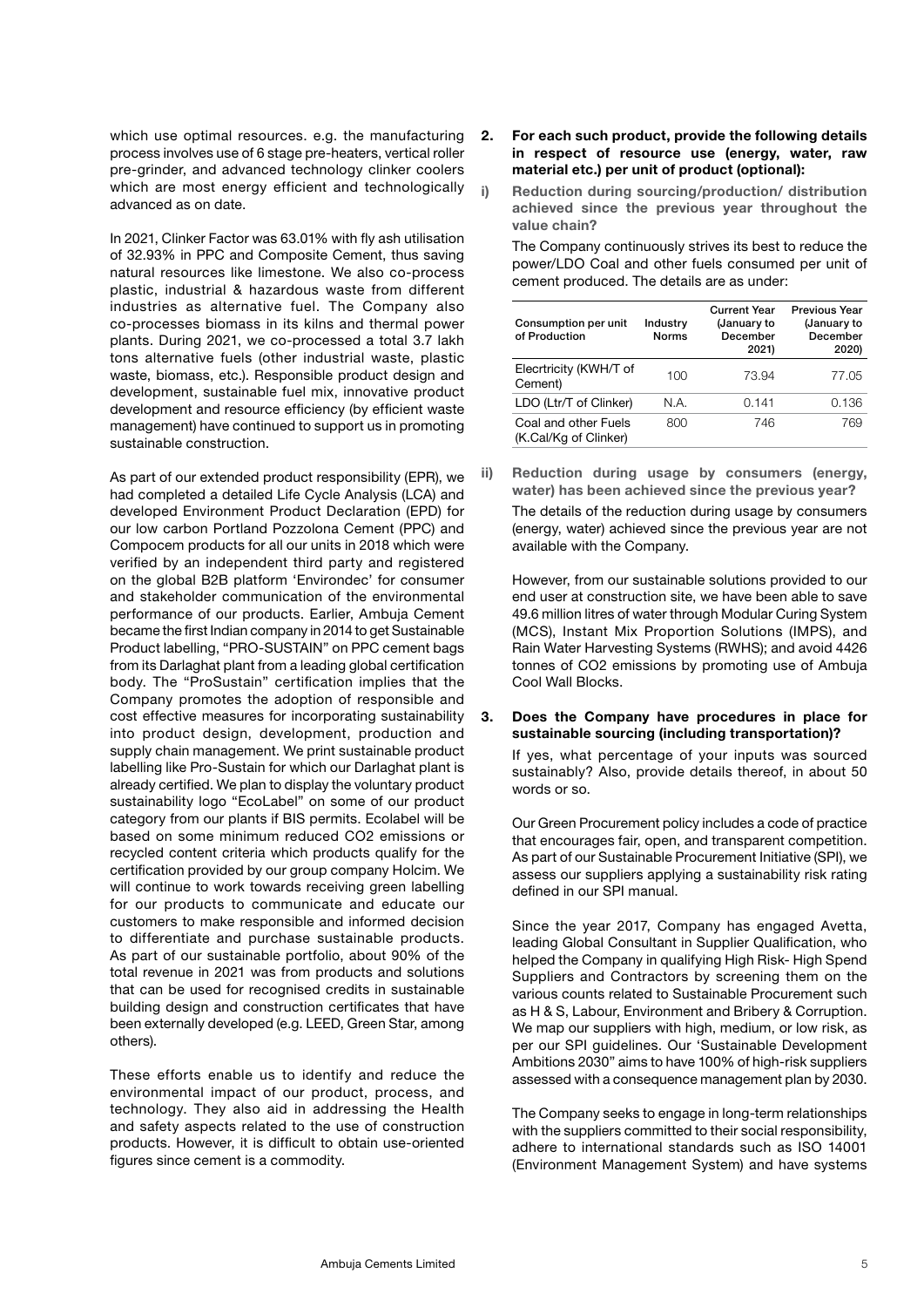which use optimal resources. e.g. the manufacturing process involves use of 6 stage pre-heaters, vertical roller pre-grinder, and advanced technology clinker coolers which are most energy efficient and technologically advanced as on date.

In 2021, Clinker Factor was 63.01% with fly ash utilisation of 32.93% in PPC and Composite Cement, thus saving natural resources like limestone. We also co-process plastic, industrial & hazardous waste from different industries as alternative fuel. The Company also co-processes biomass in its kilns and thermal power plants. During 2021, we co-processed a total 3.7 lakh tons alternative fuels (other industrial waste, plastic waste, biomass, etc.). Responsible product design and development, sustainable fuel mix, innovative product development and resource efficiency (by efficient waste management) have continued to support us in promoting sustainable construction.

As part of our extended product responsibility (EPR), we had completed a detailed Life Cycle Analysis (LCA) and developed Environment Product Declaration (EPD) for our low carbon Portland Pozzolona Cement (PPC) and Compocem products for all our units in 2018 which were verified by an independent third party and registered on the global B2B platform 'Environdec' for consumer and stakeholder communication of the environmental performance of our products. Earlier, Ambuja Cement became the first Indian company in 2014 to get Sustainable Product labelling, "PRO-SUSTAIN" on PPC cement bags from its Darlaghat plant from a leading global certification body. The "ProSustain" certification implies that the Company promotes the adoption of responsible and cost effective measures for incorporating sustainability into product design, development, production and supply chain management. We print sustainable product labelling like Pro-Sustain for which our Darlaghat plant is already certified. We plan to display the voluntary product sustainability logo "EcoLabel" on some of our product category from our plants if BIS permits. Ecolabel will be based on some minimum reduced $CO_2$ emissions or recycled content criteria which products qualify for the certification provided by our group company Holcim. We will continue to work towards receiving green labelling for our products to communicate and educate our customers to make responsible and informed decision to differentiate and purchase sustainable products. As part of our sustainable portfolio, about 90% of the total revenue in 2021 was from products and solutions that can be used for recognised credits in sustainable building design and construction certificates that have been externally developed (e.g. LEED, Green Star, among others).

These efforts enable us to identify and reduce the environmental impact of our product, process, and technology. They also aid in addressing the Health and safety aspects related to the use of construction products. However, it is difficult to obtain use-oriented figures since cement is a commodity.

**2. For each such product, provide the following details in respect of resource use (energy, water, raw material etc.) per unit of product (optional):**

**i) Reduction during sourcing/production/ distribution achieved since the previous year throughout the value chain?**

The Company continuously strives its best to reduce the power/LDO Coal and other fuels consumed per unit of cement produced. The details are as under:

| Consumption per unit of Production | Industry Norms | Current Year (January to December 2021) | Previous Year (January to December 2020) |
|---|---|---|---|
| Elecrtricity (KWH/T of Cement) | 100 | 73.94 | 77.05 |
| LDO (Ltr/T of Clinker) | N.A. | 0.141 | 0.136 |
| Coal and other Fuels (K.Cal/Kg of Clinker) | 800 | 746 | 769 |

**ii) Reduction during usage by consumers (energy, water) has been achieved since the previous year?**

The details of the reduction during usage by consumers (energy, water) achieved since the previous year are not available with the Company.

However, from our sustainable solutions provided to our end user at construction site, we have been able to save 49.6 million litres of water through Modular Curing System (MCS), Instant Mix Proportion Solutions (IMPS), and Rain Water Harvesting Systems (RWHS); and avoid 4426 tonnes of $CO_2$ emissions by promoting use of Ambuja Cool Wall Blocks.

**3. Does the Company have procedures in place for sustainable sourcing (including transportation)?**

If yes, what percentage of your inputs was sourced sustainably? Also, provide details thereof, in about 50 words or so.

Our Green Procurement policy includes a code of practice that encourages fair, open, and transparent competition. As part of our Sustainable Procurement Initiative (SPI), we assess our suppliers applying a sustainability risk rating defined in our SPI manual.

Since the year 2017, Company has engaged Avetta, leading Global Consultant in Supplier Qualification, who helped the Company in qualifying High Risk- High Spend Suppliers and Contractors by screening them on the various counts related to Sustainable Procurement such as H & S, Labour, Environment and Bribery & Corruption. We map our suppliers with high, medium, or low risk, as per our SPI guidelines. Our 'Sustainable Development Ambitions 2030" aims to have 100% of high-risk suppliers assessed with a consequence management plan by 2030.

The Company seeks to engage in long-term relationships with the suppliers committed to their social responsibility, adhere to international standards such as ISO 14001 (Environment Management System) and have systems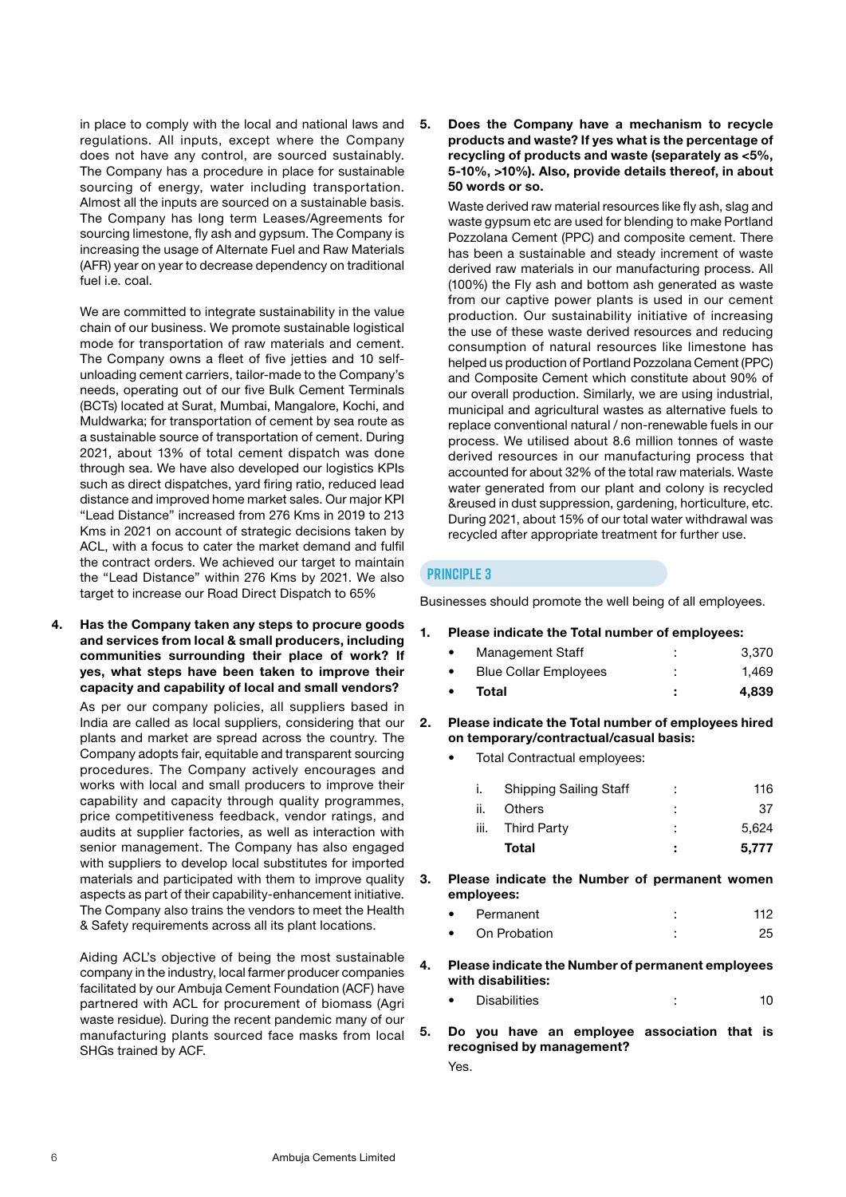in place to comply with the local and national laws and regulations. All inputs, except where the Company does not have any control, are sourced sustainably. The Company has a procedure in place for sustainable sourcing of energy, water including transportation. Almost all the inputs are sourced on a sustainable basis. The Company has long term Leases/Agreements for sourcing limestone, fly ash and gypsum. The Company is increasing the usage of Alternate Fuel and Raw Materials (AFR) year on year to decrease dependency on traditional fuel i.e. coal.

We are committed to integrate sustainability in the value chain of our business. We promote sustainable logistical mode for transportation of raw materials and cement. The Company owns a fleet of five jetties and 10 self-unloading cement carriers, tailor-made to the Company's needs, operating out of our five Bulk Cement Terminals (BCTs) located at Surat, Mumbai, Mangalore, Kochi, and Muldwarka; for transportation of cement by sea route as a sustainable source of transportation of cement. During 2021, about 13% of total cement dispatch was done through sea. We have also developed our logistics KPIs such as direct dispatches, yard firing ratio, reduced lead distance and improved home market sales. Our major KPI "Lead Distance" increased from 276 Kms in 2019 to 213 Kms in 2021 on account of strategic decisions taken by ACL, with a focus to cater the market demand and fulfil the contract orders. We achieved our target to maintain the "Lead Distance" within 276 Kms by 2021. We also target to increase our Road Direct Dispatch to 65%

**4. Has the Company taken any steps to procure goods and services from local & small producers, including communities surrounding their place of work? If yes, what steps have been taken to improve their capacity and capability of local and small vendors?**

As per our company policies, all suppliers based in India are called as local suppliers, considering that our plants and market are spread across the country. The Company adopts fair, equitable and transparent sourcing procedures. The Company actively encourages and works with local and small producers to improve their capability and capacity through quality programmes, price competitiveness feedback, vendor ratings, and audits at supplier factories, as well as interaction with senior management. The Company has also engaged with suppliers to develop local substitutes for imported materials and participated with them to improve quality aspects as part of their capability-enhancement initiative. The Company also trains the vendors to meet the Health & Safety requirements across all its plant locations.

Aiding ACL's objective of being the most sustainable company in the industry, local farmer producer companies facilitated by our Ambuja Cement Foundation (ACF) have partnered with ACL for procurement of biomass (Agri waste residue). During the recent pandemic many of our manufacturing plants sourced face masks from local SHGs trained by ACF.

**5. Does the Company have a mechanism to recycle products and waste? If yes what is the percentage of recycling of products and waste (separately as <5%, 5-10%, >10%). Also, provide details thereof, in about 50 words or so.**

Waste derived raw material resources like fly ash, slag and waste gypsum etc are used for blending to make Portland Pozzolana Cement (PPC) and composite cement. There has been a sustainable and steady increment of waste derived raw materials in our manufacturing process. All (100%) the Fly ash and bottom ash generated as waste from our captive power plants is used in our cement production. Our sustainability initiative of increasing the use of these waste derived resources and reducing consumption of natural resources like limestone has helped us production of Portland Pozzolana Cement (PPC) and Composite Cement which constitute about 90% of our overall production. Similarly, we are using industrial, municipal and agricultural wastes as alternative fuels to replace conventional natural / non-renewable fuels in our process. We utilised about 8.6 million tonnes of waste derived resources in our manufacturing process that accounted for about 32% of the total raw materials. Waste water generated from our plant and colony is recycled &reused in dust suppression, gardening, horticulture, etc. During 2021, about 15% of our total water withdrawal was recycled after appropriate treatment for further use.

## PRINCIPLE 3

Businesses should promote the well being of all employees.

**1. Please indicate the Total number of employees:**

| | | |
|---|---|---|
| • Management Staff | : | 3,370 |
| • Blue Collar Employees | : | 1,469 |
| • **Total** | **:** | **4,839** |

**2. Please indicate the Total number of employees hired on temporary/contractual/casual basis:**

- Total Contractual employees:

| | | | |
|---|---|---|---|
| i. | Shipping Sailing Staff | : | 116 |
| ii. | Others | : | 37 |
| iii. | Third Party | : | 5,624 |
| | **Total** | **:** | **5,777** |

**3. Please indicate the Number of permanent women employees:**

| | | |
|---|---|---|
| • Permanent | : | 112 |
| • On Probation | : | 25 |

**4. Please indicate the Number of permanent employees with disabilities:**

| | | |
|---|---|---|
| • Disabilities | : | 10 |

**5. Do you have an employee association that is recognised by management?**

Yes.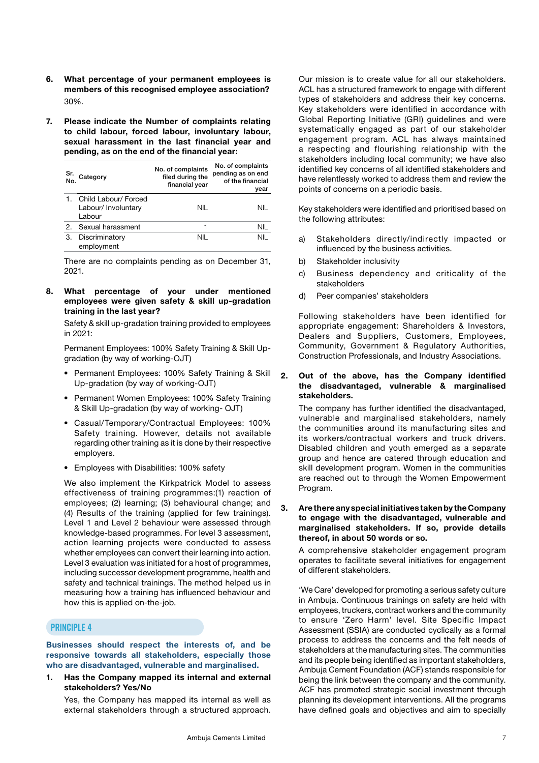6. **What percentage of your permanent employees is members of this recognised employee association?**

   30%.

7. **Please indicate the Number of complaints relating to child labour, forced labour, involuntary labour, sexual harassment in the last financial year and pending, as on the end of the financial year:**

| Sr. No. | Category | No. of complaints filed during the financial year | No. of complaints pending as on end of the financial year |
|---|---|---|---|
| 1. | Child Labour/ Forced Labour/ Involuntary Labour | NIL | NIL |
| 2. | Sexual harassment | 1 | NIL |
| 3. | Discriminatory employment | NIL | NIL |

   There are no complaints pending as on December 31, 2021.

8. **What percentage of your under mentioned employees were given safety & skill up-gradation training in the last year?**

   Safety & skill up-gradation training provided to employees in 2021:

   Permanent Employees: 100% Safety Training & Skill Up-gradation (by way of working-OJT)

   - Permanent Employees: 100% Safety Training & Skill Up-gradation (by way of working-OJT)
   - Permanent Women Employees: 100% Safety Training & Skill Up-gradation (by way of working- OJT)
   - Casual/Temporary/Contractual Employees: 100% Safety training. However, details not available regarding other training as it is done by their respective employers.
   - Employees with Disabilities: 100% safety

   We also implement the Kirkpatrick Model to assess effectiveness of training programmes:(1) reaction of employees; (2) learning; (3) behavioural change; and (4) Results of the training (applied for few trainings). Level 1 and Level 2 behaviour were assessed through knowledge-based programmes. For level 3 assessment, action learning projects were conducted to assess whether employees can convert their learning into action. Level 3 evaluation was initiated for a host of programmes, including successor development programme, health and safety and technical trainings. The method helped us in measuring how a training has influenced behaviour and how this is applied on-the-job.

## PRINCIPLE 4

**Businesses should respect the interests of, and be responsive towards all stakeholders, especially those who are disadvantaged, vulnerable and marginalised.**

1. **Has the Company mapped its internal and external stakeholders? Yes/No**

   Yes, the Company has mapped its internal as well as external stakeholders through a structured approach.

   Our mission is to create value for all our stakeholders. ACL has a structured framework to engage with different types of stakeholders and address their key concerns. Key stakeholders were identified in accordance with Global Reporting Initiative (GRI) guidelines and were systematically engaged as part of our stakeholder engagement program. ACL has always maintained a respecting and flourishing relationship with the stakeholders including local community; we have also identified key concerns of all identified stakeholders and have relentlessly worked to address them and review the points of concerns on a periodic basis.

   Key stakeholders were identified and prioritised based on the following attributes:

   a) Stakeholders directly/indirectly impacted or influenced by the business activities.

   b) Stakeholder inclusivity

   c) Business dependency and criticality of the stakeholders

   d) Peer companies' stakeholders

   Following stakeholders have been identified for appropriate engagement: Shareholders & Investors, Dealers and Suppliers, Customers, Employees, Community, Government & Regulatory Authorities, Construction Professionals, and Industry Associations.

2. **Out of the above, has the Company identified the disadvantaged, vulnerable & marginalised stakeholders.**

   The company has further identified the disadvantaged, vulnerable and marginalised stakeholders, namely the communities around its manufacturing sites and its workers/contractual workers and truck drivers. Disabled children and youth emerged as a separate group and hence are catered through education and skill development program. Women in the communities are reached out to through the Women Empowerment Program.

3. **Are there any special initiatives taken by the Company to engage with the disadvantaged, vulnerable and marginalised stakeholders. If so, provide details thereof, in about 50 words or so.**

   A comprehensive stakeholder engagement program operates to facilitate several initiatives for engagement of different stakeholders.

   'We Care' developed for promoting a serious safety culture in Ambuja. Continuous trainings on safety are held with employees, truckers, contract workers and the community to ensure 'Zero Harm' level. Site Specific Impact Assessment (SSIA) are conducted cyclically as a formal process to address the concerns and the felt needs of stakeholders at the manufacturing sites. The communities and its people being identified as important stakeholders, Ambuja Cement Foundation (ACF) stands responsible for being the link between the company and the community. ACF has promoted strategic social investment through planning its development interventions. All the programs have defined goals and objectives and aim to specially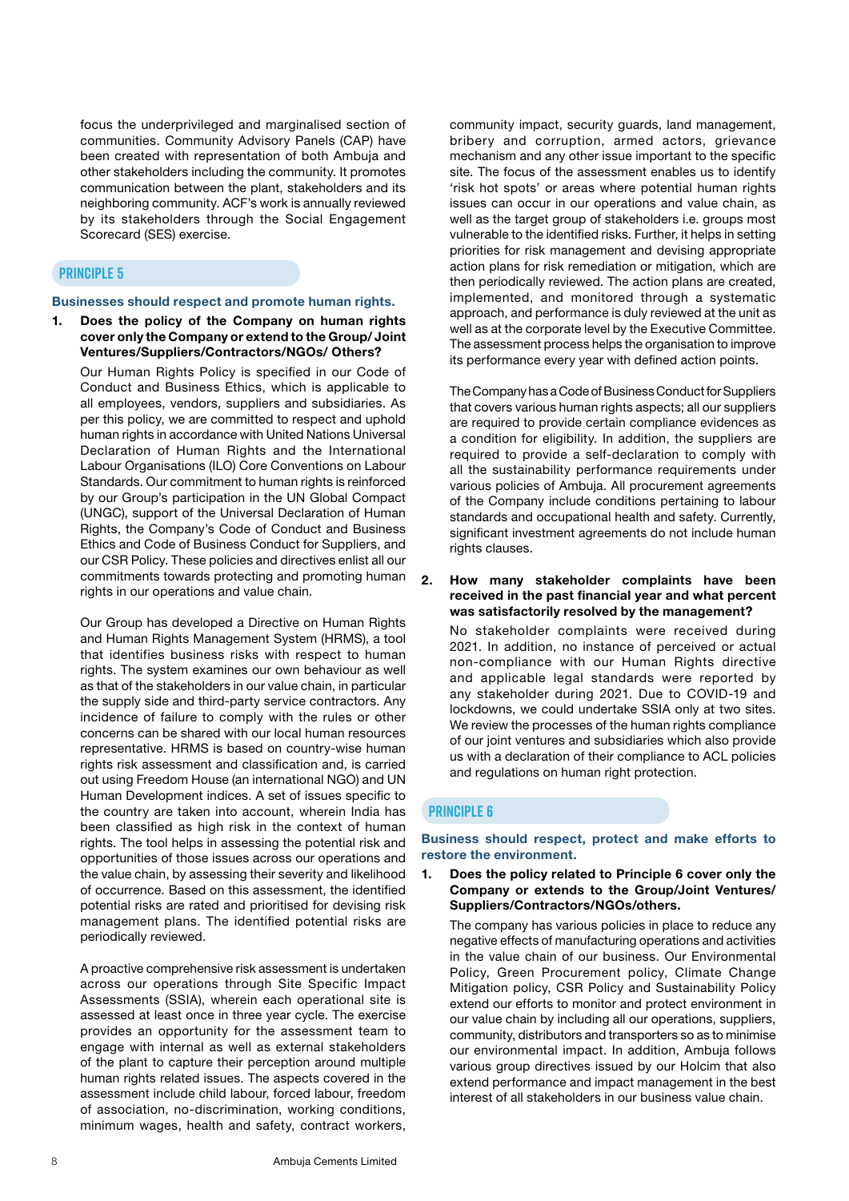focus the underprivileged and marginalised section of communities. Community Advisory Panels (CAP) have been created with representation of both Ambuja and other stakeholders including the community. It promotes communication between the plant, stakeholders and its neighboring community. ACF's work is annually reviewed by its stakeholders through the Social Engagement Scorecard (SES) exercise.

## PRINCIPLE 5

### Businesses should respect and promote human rights.

1. **Does the policy of the Company on human rights cover only the Company or extend to the Group/ Joint Ventures/Suppliers/Contractors/NGOs/ Others?**

   Our Human Rights Policy is specified in our Code of Conduct and Business Ethics, which is applicable to all employees, vendors, suppliers and subsidiaries. As per this policy, we are committed to respect and uphold human rights in accordance with United Nations Universal Declaration of Human Rights and the International Labour Organisations (ILO) Core Conventions on Labour Standards. Our commitment to human rights is reinforced by our Group's participation in the UN Global Compact (UNGC), support of the Universal Declaration of Human Rights, the Company's Code of Conduct and Business Ethics and Code of Business Conduct for Suppliers, and our CSR Policy. These policies and directives enlist all our commitments towards protecting and promoting human rights in our operations and value chain.

   Our Group has developed a Directive on Human Rights and Human Rights Management System (HRMS), a tool that identifies business risks with respect to human rights. The system examines our own behaviour as well as that of the stakeholders in our value chain, in particular the supply side and third-party service contractors. Any incidence of failure to comply with the rules or other concerns can be shared with our local human resources representative. HRMS is based on country-wise human rights risk assessment and classification and, is carried out using Freedom House (an international NGO) and UN Human Development indices. A set of issues specific to the country are taken into account, wherein India has been classified as high risk in the context of human rights. The tool helps in assessing the potential risk and opportunities of those issues across our operations and the value chain, by assessing their severity and likelihood of occurrence. Based on this assessment, the identified potential risks are rated and prioritised for devising risk management plans. The identified potential risks are periodically reviewed.

   A proactive comprehensive risk assessment is undertaken across our operations through Site Specific Impact Assessments (SSIA), wherein each operational site is assessed at least once in three year cycle. The exercise provides an opportunity for the assessment team to engage with internal as well as external stakeholders of the plant to capture their perception around multiple human rights related issues. The aspects covered in the assessment include child labour, forced labour, freedom of association, no-discrimination, working conditions, minimum wages, health and safety, contract workers, community impact, security guards, land management, bribery and corruption, armed actors, grievance mechanism and any other issue important to the specific site. The focus of the assessment enables us to identify 'risk hot spots' or areas where potential human rights issues can occur in our operations and value chain, as well as the target group of stakeholders i.e. groups most vulnerable to the identified risks. Further, it helps in setting priorities for risk management and devising appropriate action plans for risk remediation or mitigation, which are then periodically reviewed. The action plans are created, implemented, and monitored through a systematic approach, and performance is duly reviewed at the unit as well as at the corporate level by the Executive Committee. The assessment process helps the organisation to improve its performance every year with defined action points.

   The Company has a Code of Business Conduct for Suppliers that covers various human rights aspects; all our suppliers are required to provide certain compliance evidences as a condition for eligibility. In addition, the suppliers are required to provide a self-declaration to comply with all the sustainability performance requirements under various policies of Ambuja. All procurement agreements of the Company include conditions pertaining to labour standards and occupational health and safety. Currently, significant investment agreements do not include human rights clauses.

2. **How many stakeholder complaints have been received in the past financial year and what percent was satisfactorily resolved by the management?**

   No stakeholder complaints were received during 2021. In addition, no instance of perceived or actual non-compliance with our Human Rights directive and applicable legal standards were reported by any stakeholder during 2021. Due to COVID-19 and lockdowns, we could undertake SSIA only at two sites. We review the processes of the human rights compliance of our joint ventures and subsidiaries which also provide us with a declaration of their compliance to ACL policies and regulations on human right protection.

## PRINCIPLE 6

### Business should respect, protect and make efforts to restore the environment.

1. **Does the policy related to Principle 6 cover only the Company or extends to the Group/Joint Ventures/ Suppliers/Contractors/NGOs/others.**

   The company has various policies in place to reduce any negative effects of manufacturing operations and activities in the value chain of our business. Our Environmental Policy, Green Procurement policy, Climate Change Mitigation policy, CSR Policy and Sustainability Policy extend our efforts to monitor and protect environment in our value chain by including all our operations, suppliers, community, distributors and transporters so as to minimise our environmental impact. In addition, Ambuja follows various group directives issued by our Holcim that also extend performance and impact management in the best interest of all stakeholders in our business value chain.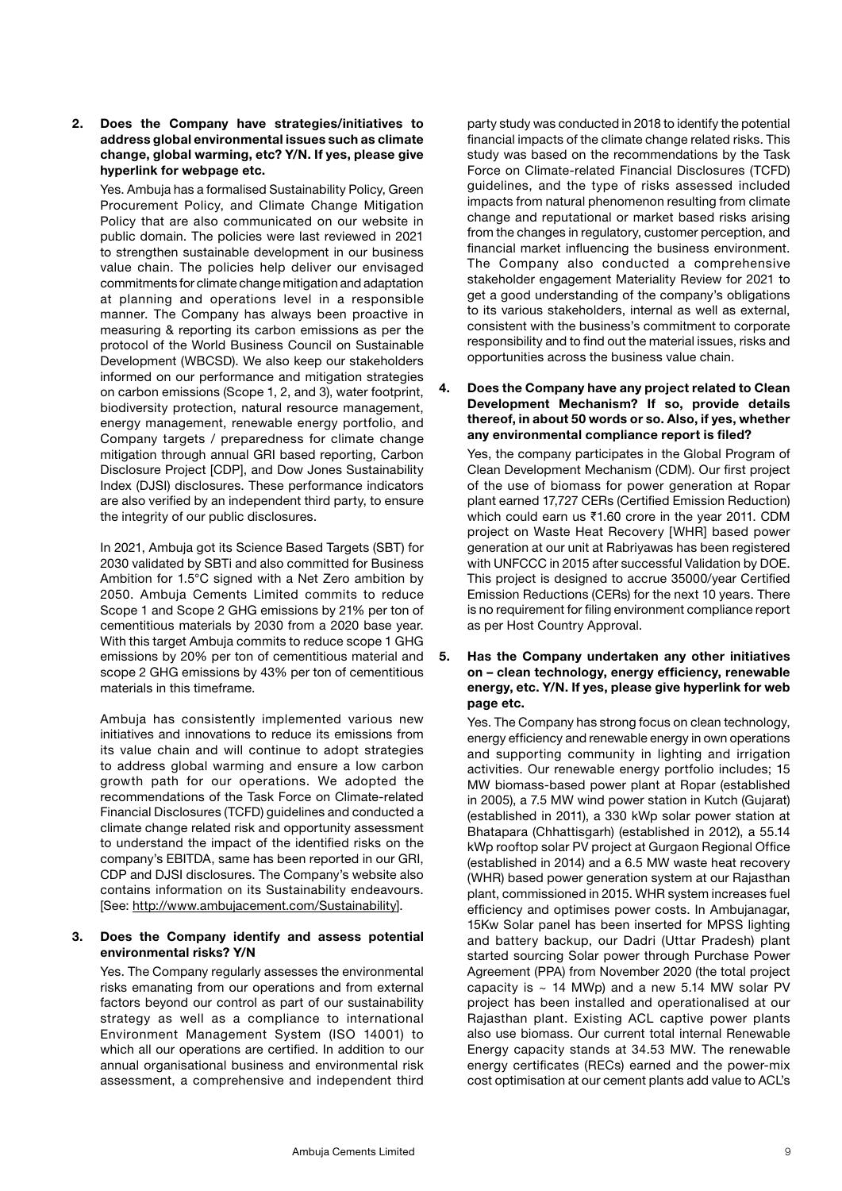**2. Does the Company have strategies/initiatives to address global environmental issues such as climate change, global warming, etc? Y/N. If yes, please give hyperlink for webpage etc.**

Yes. Ambuja has a formalised Sustainability Policy, Green Procurement Policy, and Climate Change Mitigation Policy that are also communicated on our website in public domain. The policies were last reviewed in 2021 to strengthen sustainable development in our business value chain. The policies help deliver our envisaged commitments for climate change mitigation and adaptation at planning and operations level in a responsible manner. The Company has always been proactive in measuring & reporting its carbon emissions as per the protocol of the World Business Council on Sustainable Development (WBCSD). We also keep our stakeholders informed on our performance and mitigation strategies on carbon emissions (Scope 1, 2, and 3), water footprint, biodiversity protection, natural resource management, energy management, renewable energy portfolio, and Company targets / preparedness for climate change mitigation through annual GRI based reporting, Carbon Disclosure Project [CDP], and Dow Jones Sustainability Index (DJSI) disclosures. These performance indicators are also verified by an independent third party, to ensure the integrity of our public disclosures.

In 2021, Ambuja got its Science Based Targets (SBT) for 2030 validated by SBTi and also committed for Business Ambition for 1.5°C signed with a Net Zero ambition by 2050. Ambuja Cements Limited commits to reduce Scope 1 and Scope 2 GHG emissions by 21% per ton of cementitious materials by 2030 from a 2020 base year. With this target Ambuja commits to reduce scope 1 GHG emissions by 20% per ton of cementitious material and scope 2 GHG emissions by 43% per ton of cementitious materials in this timeframe.

Ambuja has consistently implemented various new initiatives and innovations to reduce its emissions from its value chain and will continue to adopt strategies to address global warming and ensure a low carbon growth path for our operations. We adopted the recommendations of the Task Force on Climate-related Financial Disclosures (TCFD) guidelines and conducted a climate change related risk and opportunity assessment to understand the impact of the identified risks on the company's EBITDA, same has been reported in our GRI, CDP and DJSI disclosures. The Company's website also contains information on its Sustainability endeavours. [See: http://www.ambujacement.com/Sustainability].

**3. Does the Company identify and assess potential environmental risks? Y/N**

Yes. The Company regularly assesses the environmental risks emanating from our operations and from external factors beyond our control as part of our sustainability strategy as well as a compliance to international Environment Management System (ISO 14001) to which all our operations are certified. In addition to our annual organisational business and environmental risk assessment, a comprehensive and independent third party study was conducted in 2018 to identify the potential financial impacts of the climate change related risks. This study was based on the recommendations by the Task Force on Climate-related Financial Disclosures (TCFD) guidelines, and the type of risks assessed included impacts from natural phenomenon resulting from climate change and reputational or market based risks arising from the changes in regulatory, customer perception, and financial market influencing the business environment. The Company also conducted a comprehensive stakeholder engagement Materiality Review for 2021 to get a good understanding of the company's obligations to its various stakeholders, internal as well as external, consistent with the business's commitment to corporate responsibility and to find out the material issues, risks and opportunities across the business value chain.

**4. Does the Company have any project related to Clean Development Mechanism? If so, provide details thereof, in about 50 words or so. Also, if yes, whether any environmental compliance report is filed?**

Yes, the company participates in the Global Program of Clean Development Mechanism (CDM). Our first project of the use of biomass for power generation at Ropar plant earned 17,727 CERs (Certified Emission Reduction) which could earn us ₹1.60 crore in the year 2011. CDM project on Waste Heat Recovery [WHR] based power generation at our unit at Rabriyawas has been registered with UNFCCC in 2015 after successful Validation by DOE. This project is designed to accrue 35000/year Certified Emission Reductions (CERs) for the next 10 years. There is no requirement for filing environment compliance report as per Host Country Approval.

**5. Has the Company undertaken any other initiatives on – clean technology, energy efficiency, renewable energy, etc. Y/N. If yes, please give hyperlink for web page etc.**

Yes. The Company has strong focus on clean technology, energy efficiency and renewable energy in own operations and supporting community in lighting and irrigation activities. Our renewable energy portfolio includes; 15 MW biomass-based power plant at Ropar (established in 2005), a 7.5 MW wind power station in Kutch (Gujarat) (established in 2011), a 330 kWp solar power station at Bhatapara (Chhattisgarh) (established in 2012), a 55.14 kWp rooftop solar PV project at Gurgaon Regional Office (established in 2014) and a 6.5 MW waste heat recovery (WHR) based power generation system at our Rajasthan plant, commissioned in 2015. WHR system increases fuel efficiency and optimises power costs. In Ambujanagar, 15Kw Solar panel has been inserted for MPSS lighting and battery backup, our Dadri (Uttar Pradesh) plant started sourcing Solar power through Purchase Power Agreement (PPA) from November 2020 (the total project capacity is ~ 14 MWp) and a new 5.14 MW solar PV project has been installed and operationalised at our Rajasthan plant. Existing ACL captive power plants also use biomass. Our current total internal Renewable Energy capacity stands at 34.53 MW. The renewable energy certificates (RECs) earned and the power-mix cost optimisation at our cement plants add value to ACL's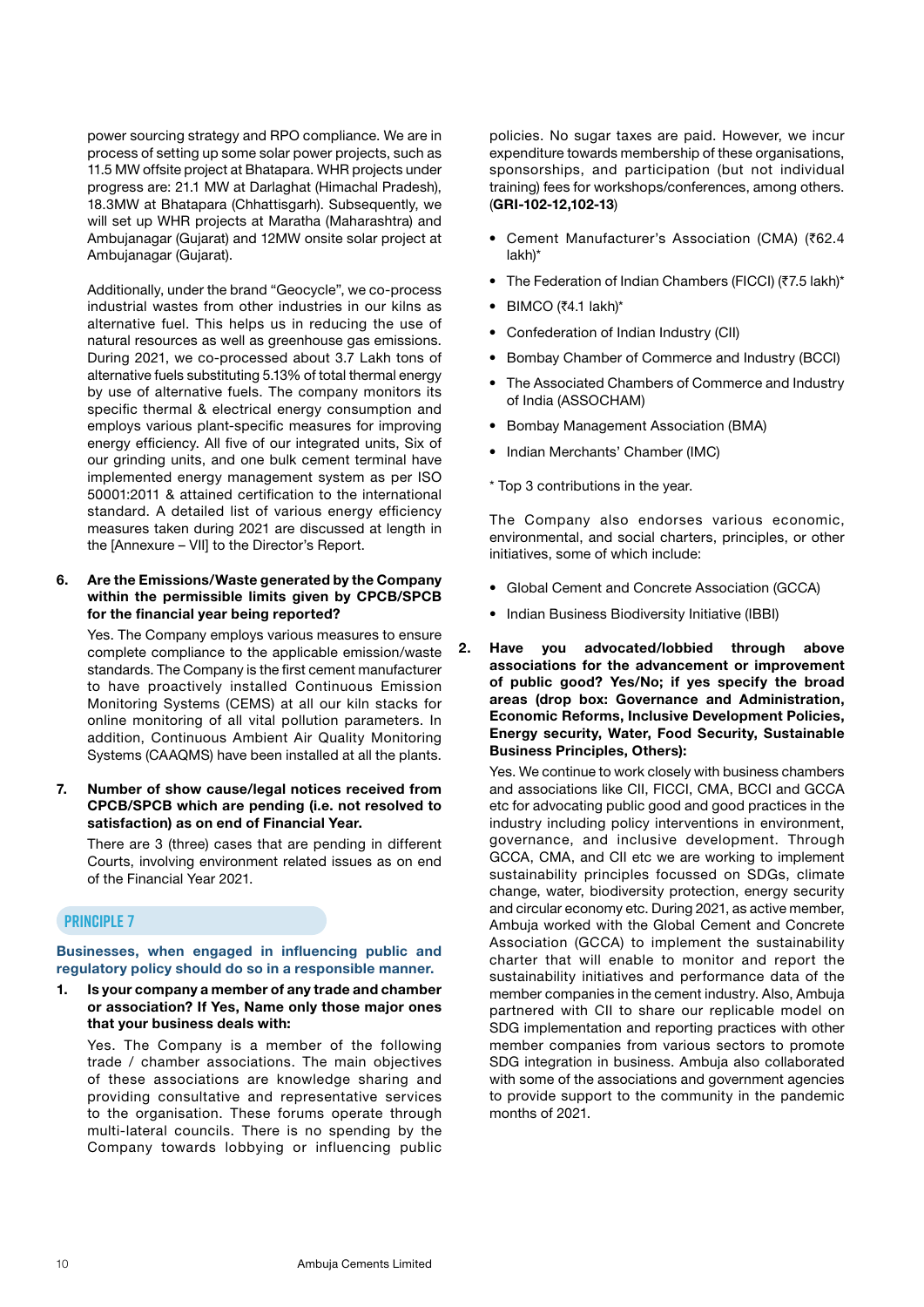power sourcing strategy and RPO compliance. We are in process of setting up some solar power projects, such as 11.5 MW offsite project at Bhatapara. WHR projects under progress are: 21.1 MW at Darlaghat (Himachal Pradesh), 18.3MW at Bhatapara (Chhattisgarh). Subsequently, we will set up WHR projects at Maratha (Maharashtra) and Ambujanagar (Gujarat) and 12MW onsite solar project at Ambujanagar (Gujarat).

Additionally, under the brand "Geocycle", we co-process industrial wastes from other industries in our kilns as alternative fuel. This helps us in reducing the use of natural resources as well as greenhouse gas emissions. During 2021, we co-processed about 3.7 Lakh tons of alternative fuels substituting 5.13% of total thermal energy by use of alternative fuels. The company monitors its specific thermal & electrical energy consumption and employs various plant-specific measures for improving energy efficiency. All five of our integrated units, Six of our grinding units, and one bulk cement terminal have implemented energy management system as per ISO 50001:2011 & attained certification to the international standard. A detailed list of various energy efficiency measures taken during 2021 are discussed at length in the [Annexure – VII] to the Director's Report.

6. **Are the Emissions/Waste generated by the Company within the permissible limits given by CPCB/SPCB for the financial year being reported?**

   Yes. The Company employs various measures to ensure complete compliance to the applicable emission/waste standards. The Company is the first cement manufacturer to have proactively installed Continuous Emission Monitoring Systems (CEMS) at all our kiln stacks for online monitoring of all vital pollution parameters. In addition, Continuous Ambient Air Quality Monitoring Systems (CAAQMS) have been installed at all the plants.

7. **Number of show cause/legal notices received from CPCB/SPCB which are pending (i.e. not resolved to satisfaction) as on end of Financial Year.**

   There are 3 (three) cases that are pending in different Courts, involving environment related issues as on end of the Financial Year 2021.

## PRINCIPLE 7

**Businesses, when engaged in influencing public and regulatory policy should do so in a responsible manner.**

1. **Is your company a member of any trade and chamber or association? If Yes, Name only those major ones that your business deals with:**

   Yes. The Company is a member of the following trade / chamber associations. The main objectives of these associations are knowledge sharing and providing consultative and representative services to the organisation. These forums operate through multi-lateral councils. There is no spending by the Company towards lobbying or influencing public policies. No sugar taxes are paid. However, we incur expenditure towards membership of these organisations, sponsorships, and participation (but not individual training) fees for workshops/conferences, among others. (**GRI-102-12,102-13**)

   - Cement Manufacturer's Association (CMA) (₹62.4 lakh)*
   - The Federation of Indian Chambers (FICCI) (₹7.5 lakh)*
   - BIMCO (₹4.1 lakh)*
   - Confederation of Indian Industry (CII)
   - Bombay Chamber of Commerce and Industry (BCCI)
   - The Associated Chambers of Commerce and Industry of India (ASSOCHAM)
   - Bombay Management Association (BMA)
   - Indian Merchants' Chamber (IMC)

   * Top 3 contributions in the year.

   The Company also endorses various economic, environmental, and social charters, principles, or other initiatives, some of which include:

   - Global Cement and Concrete Association (GCCA)
   - Indian Business Biodiversity Initiative (IBBI)

2. **Have you advocated/lobbied through above associations for the advancement or improvement of public good? Yes/No; if yes specify the broad areas (drop box: Governance and Administration, Economic Reforms, Inclusive Development Policies, Energy security, Water, Food Security, Sustainable Business Principles, Others):**

   Yes. We continue to work closely with business chambers and associations like CII, FICCI, CMA, BCCI and GCCA etc for advocating public good and good practices in the industry including policy interventions in environment, governance, and inclusive development. Through GCCA, CMA, and CII etc we are working to implement sustainability principles focussed on SDGs, climate change, water, biodiversity protection, energy security and circular economy etc. During 2021, as active member, Ambuja worked with the Global Cement and Concrete Association (GCCA) to implement the sustainability charter that will enable to monitor and report the sustainability initiatives and performance data of the member companies in the cement industry. Also, Ambuja partnered with CII to share our replicable model on SDG implementation and reporting practices with other member companies from various sectors to promote SDG integration in business. Ambuja also collaborated with some of the associations and government agencies to provide support to the community in the pandemic months of 2021.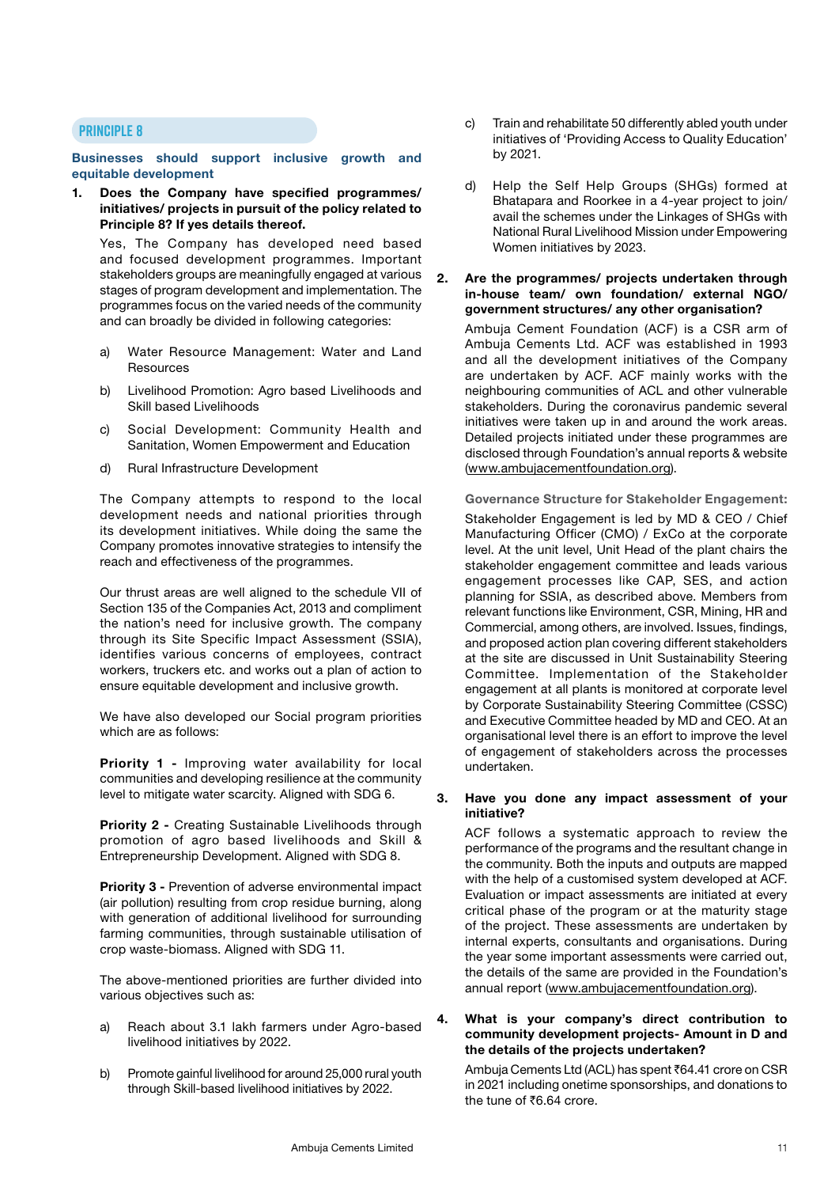## PRINCIPLE 8

### Businesses should support inclusive growth and equitable development

**1. Does the Company have specified programmes/ initiatives/ projects in pursuit of the policy related to Principle 8? If yes details thereof.**

Yes, The Company has developed need based and focused development programmes. Important stakeholders groups are meaningfully engaged at various stages of program development and implementation. The programmes focus on the varied needs of the community and can broadly be divided in following categories:

a) Water Resource Management: Water and Land Resources

b) Livelihood Promotion: Agro based Livelihoods and Skill based Livelihoods

c) Social Development: Community Health and Sanitation, Women Empowerment and Education

d) Rural Infrastructure Development

The Company attempts to respond to the local development needs and national priorities through its development initiatives. While doing the same the Company promotes innovative strategies to intensify the reach and effectiveness of the programmes.

Our thrust areas are well aligned to the schedule VII of Section 135 of the Companies Act, 2013 and compliment the nation's need for inclusive growth. The company through its Site Specific Impact Assessment (SSIA), identifies various concerns of employees, contract workers, truckers etc. and works out a plan of action to ensure equitable development and inclusive growth.

We have also developed our Social program priorities which are as follows:

**Priority 1 -** Improving water availability for local communities and developing resilience at the community level to mitigate water scarcity. Aligned with SDG 6.

**Priority 2 -** Creating Sustainable Livelihoods through promotion of agro based livelihoods and Skill & Entrepreneurship Development. Aligned with SDG 8.

**Priority 3 -** Prevention of adverse environmental impact (air pollution) resulting from crop residue burning, along with generation of additional livelihood for surrounding farming communities, through sustainable utilisation of crop waste-biomass. Aligned with SDG 11.

The above-mentioned priorities are further divided into various objectives such as:

a) Reach about 3.1 lakh farmers under Agro-based livelihood initiatives by 2022.

b) Promote gainful livelihood for around 25,000 rural youth through Skill-based livelihood initiatives by 2022.

c) Train and rehabilitate 50 differently abled youth under initiatives of 'Providing Access to Quality Education' by 2021.

d) Help the Self Help Groups (SHGs) formed at Bhatapara and Roorkee in a 4-year project to join/ avail the schemes under the Linkages of SHGs with National Rural Livelihood Mission under Empowering Women initiatives by 2023.

**2. Are the programmes/ projects undertaken through in-house team/ own foundation/ external NGO/ government structures/ any other organisation?**

Ambuja Cement Foundation (ACF) is a CSR arm of Ambuja Cements Ltd. ACF was established in 1993 and all the development initiatives of the Company are undertaken by ACF. ACF mainly works with the neighbouring communities of ACL and other vulnerable stakeholders. During the coronavirus pandemic several initiatives were taken up in and around the work areas. Detailed projects initiated under these programmes are disclosed through Foundation's annual reports & website (www.ambujacementfoundation.org).

**Governance Structure for Stakeholder Engagement:**

Stakeholder Engagement is led by MD & CEO / Chief Manufacturing Officer (CMO) / ExCo at the corporate level. At the unit level, Unit Head of the plant chairs the stakeholder engagement committee and leads various engagement processes like CAP, SES, and action planning for SSIA, as described above. Members from relevant functions like Environment, CSR, Mining, HR and Commercial, among others, are involved. Issues, findings, and proposed action plan covering different stakeholders at the site are discussed in Unit Sustainability Steering Committee. Implementation of the Stakeholder engagement at all plants is monitored at corporate level by Corporate Sustainability Steering Committee (CSSC) and Executive Committee headed by MD and CEO. At an organisational level there is an effort to improve the level of engagement of stakeholders across the processes undertaken.

**3. Have you done any impact assessment of your initiative?**

ACF follows a systematic approach to review the performance of the programs and the resultant change in the community. Both the inputs and outputs are mapped with the help of a customised system developed at ACF. Evaluation or impact assessments are initiated at every critical phase of the program or at the maturity stage of the project. These assessments are undertaken by internal experts, consultants and organisations. During the year some important assessments were carried out, the details of the same are provided in the Foundation's annual report (www.ambujacementfoundation.org).

**4. What is your company's direct contribution to community development projects- Amount in D and the details of the projects undertaken?**

Ambuja Cements Ltd (ACL) has spent ₹64.41 crore on CSR in 2021 including onetime sponsorships, and donations to the tune of ₹6.64 crore.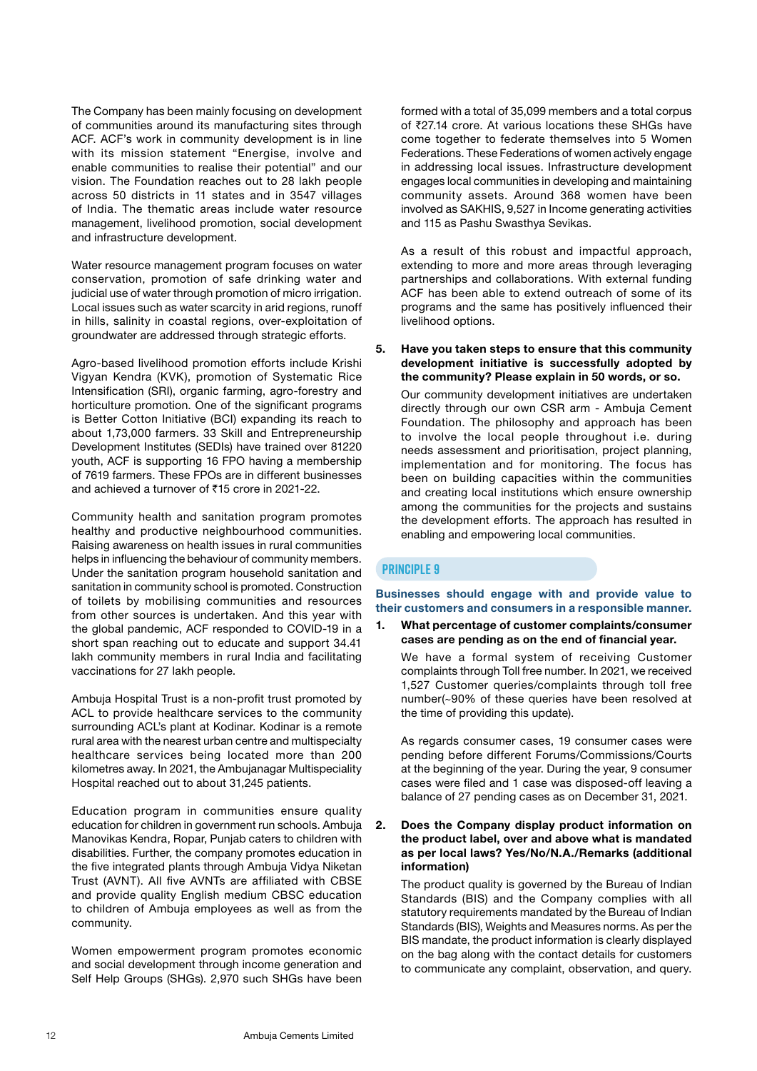The Company has been mainly focusing on development of communities around its manufacturing sites through ACF. ACF's work in community development is in line with its mission statement "Energise, involve and enable communities to realise their potential" and our vision. The Foundation reaches out to 28 lakh people across 50 districts in 11 states and in 3547 villages of India. The thematic areas include water resource management, livelihood promotion, social development and infrastructure development.

Water resource management program focuses on water conservation, promotion of safe drinking water and judicial use of water through promotion of micro irrigation. Local issues such as water scarcity in arid regions, runoff in hills, salinity in coastal regions, over-exploitation of groundwater are addressed through strategic efforts.

Agro-based livelihood promotion efforts include Krishi Vigyan Kendra (KVK), promotion of Systematic Rice Intensification (SRI), organic farming, agro-forestry and horticulture promotion. One of the significant programs is Better Cotton Initiative (BCI) expanding its reach to about 1,73,000 farmers. 33 Skill and Entrepreneurship Development Institutes (SEDIs) have trained over 81220 youth, ACF is supporting 16 FPO having a membership of 7619 farmers. These FPOs are in different businesses and achieved a turnover of ₹15 crore in 2021-22.

Community health and sanitation program promotes healthy and productive neighbourhood communities. Raising awareness on health issues in rural communities helps in influencing the behaviour of community members. Under the sanitation program household sanitation and sanitation in community school is promoted. Construction of toilets by mobilising communities and resources from other sources is undertaken. And this year with the global pandemic, ACF responded to COVID-19 in a short span reaching out to educate and support 34.41 lakh community members in rural India and facilitating vaccinations for 27 lakh people.

Ambuja Hospital Trust is a non-profit trust promoted by ACL to provide healthcare services to the community surrounding ACL's plant at Kodinar. Kodinar is a remote rural area with the nearest urban centre and multispecialty healthcare services being located more than 200 kilometres away. In 2021, the Ambujanagar Multispeciality Hospital reached out to about 31,245 patients.

Education program in communities ensure quality education for children in government run schools. Ambuja Manovikas Kendra, Ropar, Punjab caters to children with disabilities. Further, the company promotes education in the five integrated plants through Ambuja Vidya Niketan Trust (AVNT). All five AVNTs are affiliated with CBSE and provide quality English medium CBSC education to children of Ambuja employees as well as from the community.

Women empowerment program promotes economic and social development through income generation and Self Help Groups (SHGs). 2,970 such SHGs have been formed with a total of 35,099 members and a total corpus of ₹27.14 crore. At various locations these SHGs have come together to federate themselves into 5 Women Federations. These Federations of women actively engage in addressing local issues. Infrastructure development engages local communities in developing and maintaining community assets. Around 368 women have been involved as SAKHIS, 9,527 in Income generating activities and 115 as Pashu Swasthya Sevikas.

As a result of this robust and impactful approach, extending to more and more areas through leveraging partnerships and collaborations. With external funding ACF has been able to extend outreach of some of its programs and the same has positively influenced their livelihood options.

5. **Have you taken steps to ensure that this community development initiative is successfully adopted by the community? Please explain in 50 words, or so.**

   Our community development initiatives are undertaken directly through our own CSR arm - Ambuja Cement Foundation. The philosophy and approach has been to involve the local people throughout i.e. during needs assessment and prioritisation, project planning, implementation and for monitoring. The focus has been on building capacities within the communities and creating local institutions which ensure ownership among the communities for the projects and sustains the development efforts. The approach has resulted in enabling and empowering local communities.

## PRINCIPLE 9

**Businesses should engage with and provide value to their customers and consumers in a responsible manner.**

1. **What percentage of customer complaints/consumer cases are pending as on the end of financial year.**

   We have a formal system of receiving Customer complaints through Toll free number. In 2021, we received 1,527 Customer queries/complaints through toll free number(~90% of these queries have been resolved at the time of providing this update).

   As regards consumer cases, 19 consumer cases were pending before different Forums/Commissions/Courts at the beginning of the year. During the year, 9 consumer cases were filed and 1 case was disposed-off leaving a balance of 27 pending cases as on December 31, 2021.

2. **Does the Company display product information on the product label, over and above what is mandated as per local laws? Yes/No/N.A./Remarks (additional information)**

   The product quality is governed by the Bureau of Indian Standards (BIS) and the Company complies with all statutory requirements mandated by the Bureau of Indian Standards (BIS), Weights and Measures norms. As per the BIS mandate, the product information is clearly displayed on the bag along with the contact details for customers to communicate any complaint, observation, and query.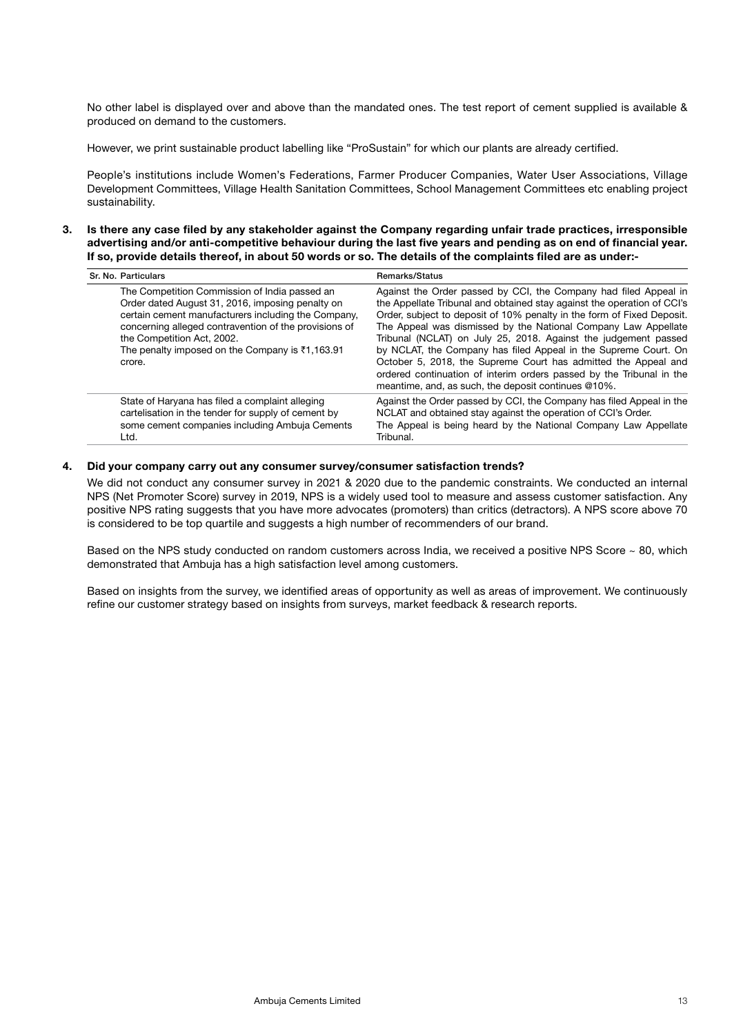No other label is displayed over and above than the mandated ones. The test report of cement supplied is available & produced on demand to the customers.

However, we print sustainable product labelling like "ProSustain" for which our plants are already certified.

People's institutions include Women's Federations, Farmer Producer Companies, Water User Associations, Village Development Committees, Village Health Sanitation Committees, School Management Committees etc enabling project sustainability.

**3. Is there any case filed by any stakeholder against the Company regarding unfair trade practices, irresponsible advertising and/or anti-competitive behaviour during the last five years and pending as on end of financial year. If so, provide details thereof, in about 50 words or so. The details of the complaints filed are as under:-**

| Sr. No. | Particulars | Remarks/Status |
|---|---|---|
| | The Competition Commission of India passed an Order dated August 31, 2016, imposing penalty on certain cement manufacturers including the Company, concerning alleged contravention of the provisions of the Competition Act, 2002. The penalty imposed on the Company is ₹1,163.91 crore. | Against the Order passed by CCI, the Company had filed Appeal in the Appellate Tribunal and obtained stay against the operation of CCI's Order, subject to deposit of 10% penalty in the form of Fixed Deposit. The Appeal was dismissed by the National Company Law Appellate Tribunal (NCLAT) on July 25, 2018. Against the judgement passed by NCLAT, the Company has filed Appeal in the Supreme Court. On October 5, 2018, the Supreme Court has admitted the Appeal and ordered continuation of interim orders passed by the Tribunal in the meantime, and, as such, the deposit continues @10%. |
| | State of Haryana has filed a complaint alleging cartelisation in the tender for supply of cement by some cement companies including Ambuja Cements Ltd. | Against the Order passed by CCI, the Company has filed Appeal in the NCLAT and obtained stay against the operation of CCI's Order. The Appeal is being heard by the National Company Law Appellate Tribunal. |

**4. Did your company carry out any consumer survey/consumer satisfaction trends?**

We did not conduct any consumer survey in 2021 & 2020 due to the pandemic constraints. We conducted an internal NPS (Net Promoter Score) survey in 2019, NPS is a widely used tool to measure and assess customer satisfaction. Any positive NPS rating suggests that you have more advocates (promoters) than critics (detractors). A NPS score above 70 is considered to be top quartile and suggests a high number of recommenders of our brand.

Based on the NPS study conducted on random customers across India, we received a positive NPS Score ~ 80, which demonstrated that Ambuja has a high satisfaction level among customers.

Based on insights from the survey, we identified areas of opportunity as well as areas of improvement. We continuously refine our customer strategy based on insights from surveys, market feedback & research reports.